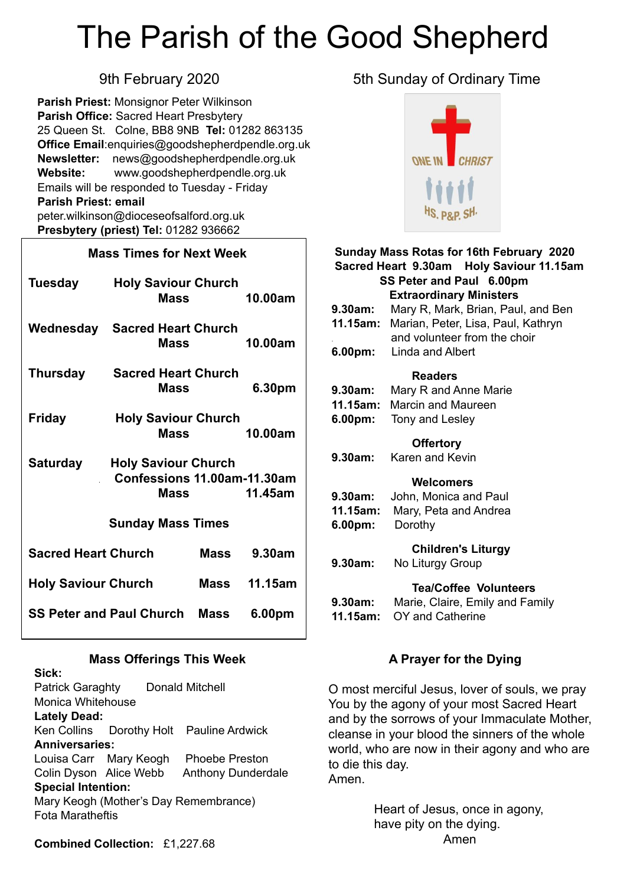# The Parish of the Good Shepherd

9th February 2020

**Parish Priest:** Monsignor Peter Wilkinson
**Parish Office:** Sacred Heart Presbytery
25 Queen St. Colne, BB8 9NB **Tel:** 01282 863135
**Office Email**:enquiries@goodshepherdpendle.org.uk
**Newsletter:** news@goodshepherdpendle.org.uk
**Website:** www.goodshepherdpendle.org.uk
Emails will be responded to Tuesday - Friday
**Parish Priest: email**
peter.wilkinson@dioceseofsalford.org.uk
**Presbytery (priest) Tel:** 01282 936662

### Mass Times for Next Week

| | | |
|---|---|---|
| **Tuesday** | **Holy Saviour Church** **Mass** | **10.00am** |
| **Wednesday** | **Sacred Heart Church** **Mass** | **10.00am** |
| **Thursday** | **Sacred Heart Church** **Mass** | **6.30pm** |
| **Friday** | **Holy Saviour Church** **Mass** | **10.00am** |
| **Saturday** | **Holy Saviour Church** **Confessions 11.00am-11.30am** **Mass** | **11.45am** |

### Sunday Mass Times

| | | |
|---|---|---|
| **Sacred Heart Church** | **Mass** | **9.30am** |
| **Holy Saviour Church** | **Mass** | **11.15am** |
| **SS Peter and Paul Church** | **Mass** | **6.00pm** |

### Mass Offerings This Week

**Sick:**
Patrick Garaghty Donald Mitchell
Monica Whitehouse
**Lately Dead:**
Ken Collins Dorothy Holt Pauline Ardwick
**Anniversaries:**
Louisa Carr Mary Keogh Phoebe Preston
Colin Dyson Alice Webb Anthony Dunderdale
**Special Intention:**
Mary Keogh (Mother's Day Remembrance)
Fota Maratheftis

**Combined Collection:** £1,227.68

5th Sunday of Ordinary Time

### Sunday Mass Rotas for 16th February 2020

**Sacred Heart 9.30am Holy Saviour 11.15am**
**SS Peter and Paul 6.00pm**

**Extraordinary Ministers**
**9.30am:** Mary R, Mark, Brian, Paul, and Ben
**11.15am:** Marian, Peter, Lisa, Paul, Kathryn and volunteer from the choir
**6.00pm:** Linda and Albert

**Readers**
**9.30am:** Mary R and Anne Marie
**11.15am:** Marcin and Maureen
**6.00pm:** Tony and Lesley

**Offertory**
**9.30am:** Karen and Kevin

**Welcomers**
**9.30am:** John, Monica and Paul
**11.15am:** Mary, Peta and Andrea
**6.00pm:** Dorothy

**Children's Liturgy**
**9.30am:** No Liturgy Group

**Tea/Coffee Volunteers**
**9.30am:** Marie, Claire, Emily and Family
**11.15am:** OY and Catherine

### A Prayer for the Dying

O most merciful Jesus, lover of souls, we pray You by the agony of your most Sacred Heart and by the sorrows of your Immaculate Mother, cleanse in your blood the sinners of the whole world, who are now in their agony and who are to die this day.
Amen.

Heart of Jesus, once in agony,
have pity on the dying.
Amen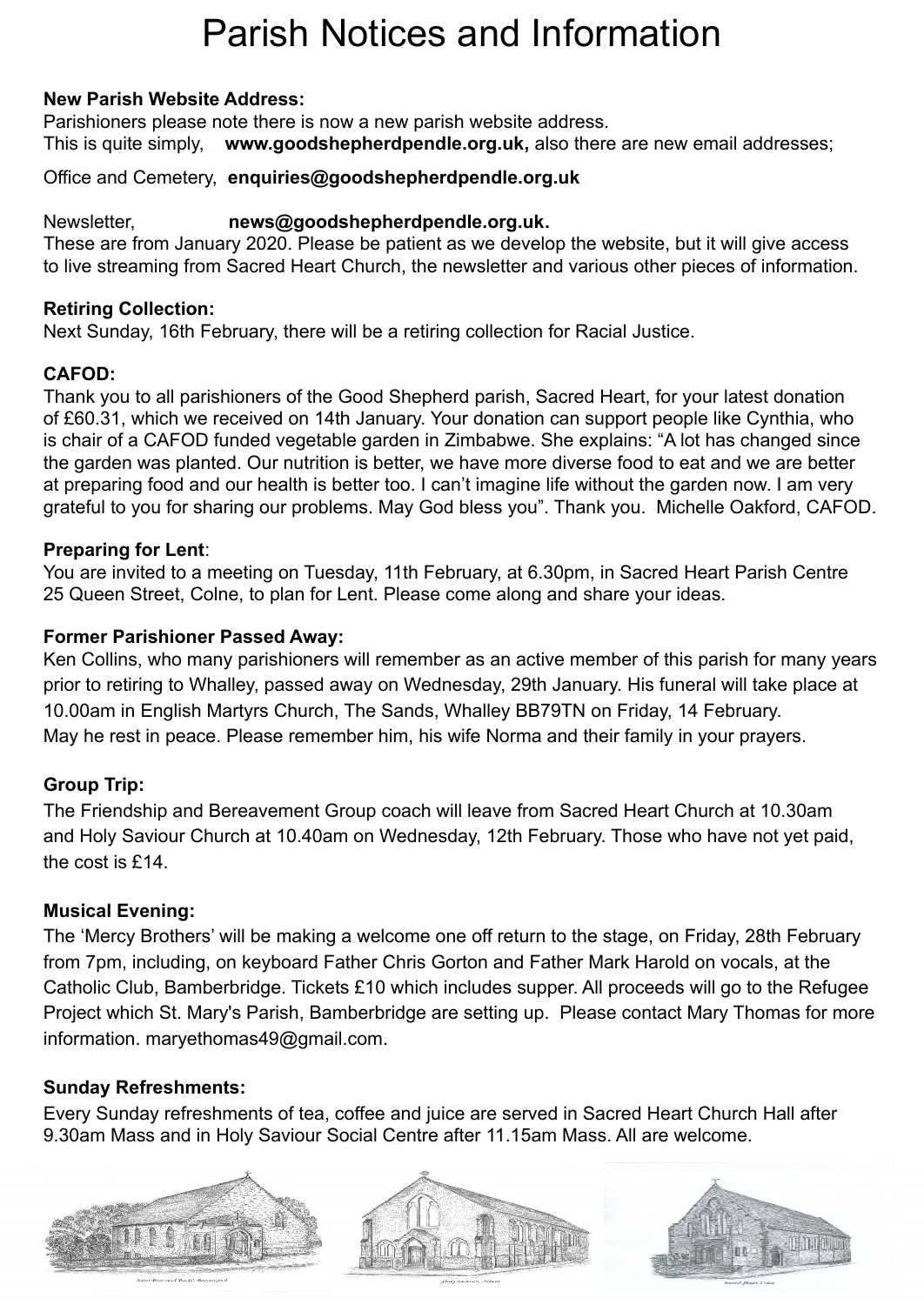# Parish Notices and Information

**New Parish Website Address:**

Parishioners please note there is now a new parish website address.
This is quite simply, **www.goodshepherdpendle.org.uk,** also there are new email addresses;

Office and Cemetery, **enquiries@goodshepherdpendle.org.uk**

Newsletter, **news@goodshepherdpendle.org.uk.**
These are from January 2020. Please be patient as we develop the website, but it will give access to live streaming from Sacred Heart Church, the newsletter and various other pieces of information.

**Retiring Collection:**

Next Sunday, 16th February, there will be a retiring collection for Racial Justice.

**CAFOD:**

Thank you to all parishioners of the Good Shepherd parish, Sacred Heart, for your latest donation of £60.31, which we received on 14th January. Your donation can support people like Cynthia, who is chair of a CAFOD funded vegetable garden in Zimbabwe. She explains: "A lot has changed since the garden was planted. Our nutrition is better, we have more diverse food to eat and we are better at preparing food and our health is better too. I can't imagine life without the garden now. I am very grateful to you for sharing our problems. May God bless you". Thank you. Michelle Oakford, CAFOD.

**Preparing for Lent**:

You are invited to a meeting on Tuesday, 11th February, at 6.30pm, in Sacred Heart Parish Centre 25 Queen Street, Colne, to plan for Lent. Please come along and share your ideas.

**Former Parishioner Passed Away:**

Ken Collins, who many parishioners will remember as an active member of this parish for many years prior to retiring to Whalley, passed away on Wednesday, 29th January. His funeral will take place at 10.00am in English Martyrs Church, The Sands, Whalley BB79TN on Friday, 14 February. May he rest in peace. Please remember him, his wife Norma and their family in your prayers.

**Group Trip:**

The Friendship and Bereavement Group coach will leave from Sacred Heart Church at 10.30am and Holy Saviour Church at 10.40am on Wednesday, 12th February. Those who have not yet paid, the cost is £14.

**Musical Evening:**

The 'Mercy Brothers' will be making a welcome one off return to the stage, on Friday, 28th February from 7pm, including, on keyboard Father Chris Gorton and Father Mark Harold on vocals, at the Catholic Club, Bamberbridge. Tickets £10 which includes supper. All proceeds will go to the Refugee Project which St. Mary's Parish, Bamberbridge are setting up. Please contact Mary Thomas for more information. maryethomas49@gmail.com.

**Sunday Refreshments:**

Every Sunday refreshments of tea, coffee and juice are served in Sacred Heart Church Hall after 9.30am Mass and in Holy Saviour Social Centre after 11.15am Mass. All are welcome.